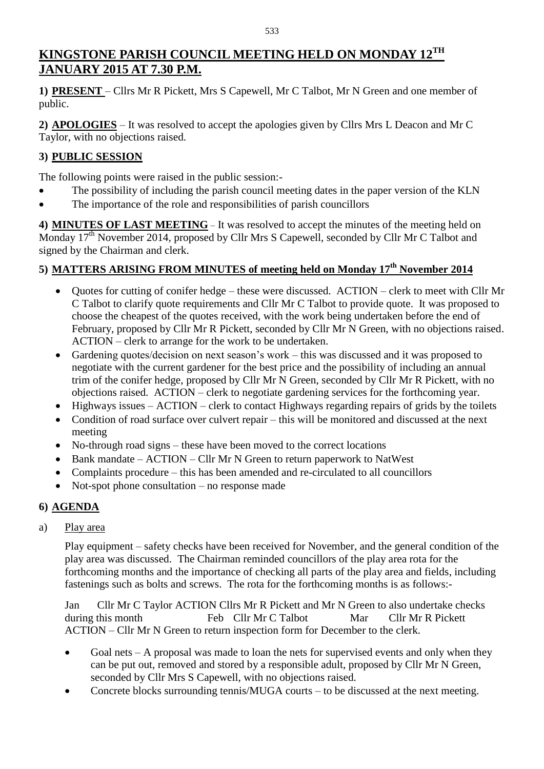# KINGSTONE PARISH COUNCIL MEETING HELD ON MONDAY 12TH JANUARY 2015 AT 7.30 P.M.

**1) PRESENT** – Cllrs Mr R Pickett, Mrs S Capewell, Mr C Talbot, Mr N Green and one member of public.

**2) APOLOGIES** – It was resolved to accept the apologies given by Cllrs Mrs L Deacon and Mr C Taylor, with no objections raised.

**3) PUBLIC SESSION**

The following points were raised in the public session:-

- The possibility of including the parish council meeting dates in the paper version of the KLN
- The importance of the role and responsibilities of parish councillors

**4) MINUTES OF LAST MEETING** – It was resolved to accept the minutes of the meeting held on Monday 17th November 2014, proposed by Cllr Mrs S Capewell, seconded by Cllr Mr C Talbot and signed by the Chairman and clerk.

**5) MATTERS ARISING FROM MINUTES of meeting held on Monday 17th November 2014**

- Quotes for cutting of conifer hedge – these were discussed. ACTION – clerk to meet with Cllr Mr C Talbot to clarify quote requirements and Cllr Mr C Talbot to provide quote. It was proposed to choose the cheapest of the quotes received, with the work being undertaken before the end of February, proposed by Cllr Mr R Pickett, seconded by Cllr Mr N Green, with no objections raised. ACTION – clerk to arrange for the work to be undertaken.
- Gardening quotes/decision on next season's work – this was discussed and it was proposed to negotiate with the current gardener for the best price and the possibility of including an annual trim of the conifer hedge, proposed by Cllr Mr N Green, seconded by Cllr Mr R Pickett, with no objections raised. ACTION – clerk to negotiate gardening services for the forthcoming year.
- Highways issues – ACTION – clerk to contact Highways regarding repairs of grids by the toilets
- Condition of road surface over culvert repair – this will be monitored and discussed at the next meeting
- No-through road signs – these have been moved to the correct locations
- Bank mandate – ACTION – Cllr Mr N Green to return paperwork to NatWest
- Complaints procedure – this has been amended and re-circulated to all councillors
- Not-spot phone consultation – no response made

**6) AGENDA**

a) Play area

Play equipment – safety checks have been received for November, and the general condition of the play area was discussed. The Chairman reminded councillors of the play area rota for the forthcoming months and the importance of checking all parts of the play area and fields, including fastenings such as bolts and screws. The rota for the forthcoming months is as follows:-

Jan Cllr Mr C Taylor ACTION Cllrs Mr R Pickett and Mr N Green to also undertake checks during this month Feb Cllr Mr C Talbot Mar Cllr Mr R Pickett
ACTION – Cllr Mr N Green to return inspection form for December to the clerk.

- Goal nets – A proposal was made to loan the nets for supervised events and only when they can be put out, removed and stored by a responsible adult, proposed by Cllr Mr N Green, seconded by Cllr Mrs S Capewell, with no objections raised.
- Concrete blocks surrounding tennis/MUGA courts – to be discussed at the next meeting.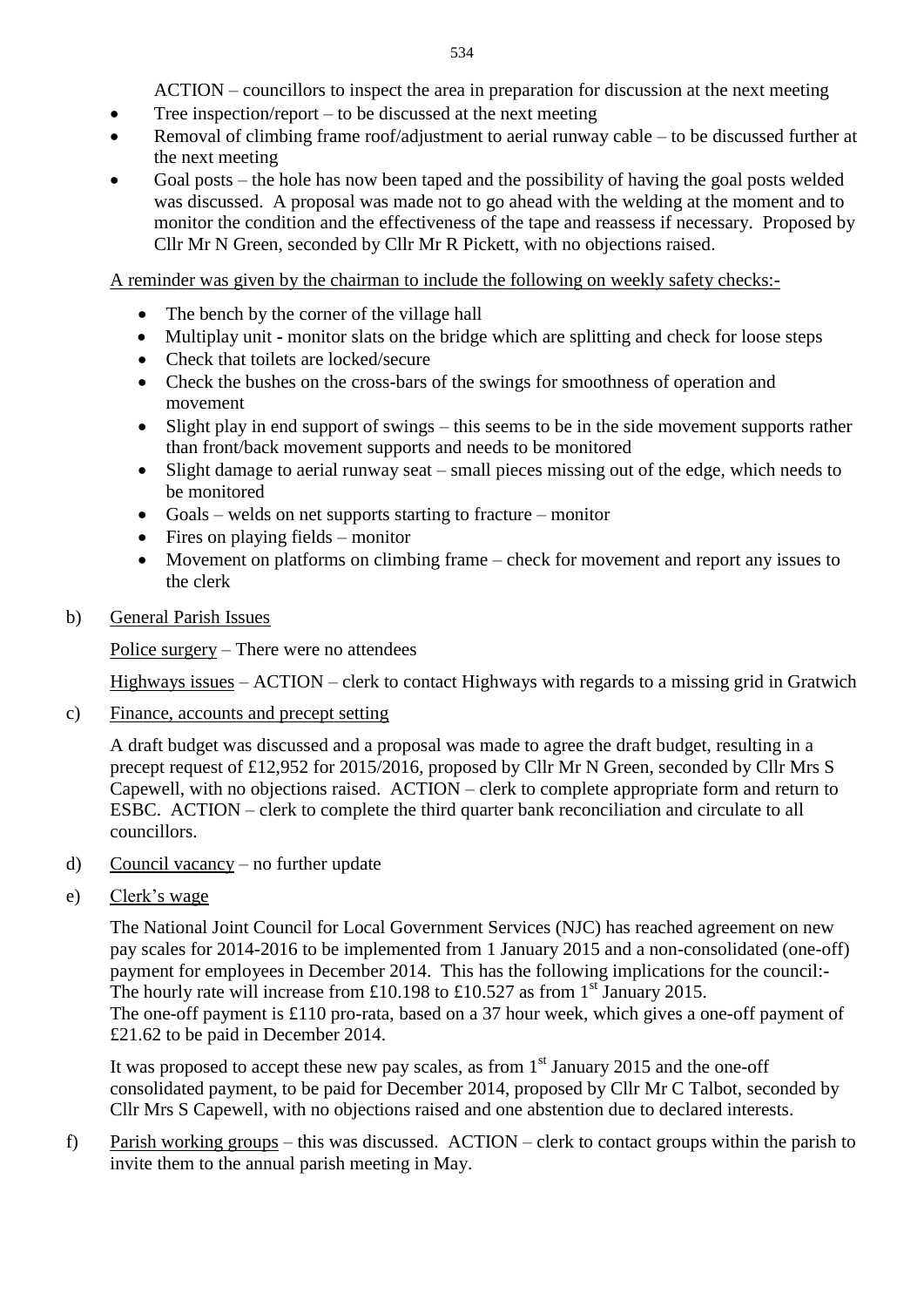ACTION – councillors to inspect the area in preparation for discussion at the next meeting

- Tree inspection/report – to be discussed at the next meeting
- Removal of climbing frame roof/adjustment to aerial runway cable – to be discussed further at the next meeting
- Goal posts – the hole has now been taped and the possibility of having the goal posts welded was discussed. A proposal was made not to go ahead with the welding at the moment and to monitor the condition and the effectiveness of the tape and reassess if necessary. Proposed by Cllr Mr N Green, seconded by Cllr Mr R Pickett, with no objections raised.

A reminder was given by the chairman to include the following on weekly safety checks:-

- The bench by the corner of the village hall
- Multiplay unit - monitor slats on the bridge which are splitting and check for loose steps
- Check that toilets are locked/secure
- Check the bushes on the cross-bars of the swings for smoothness of operation and movement
- Slight play in end support of swings – this seems to be in the side movement supports rather than front/back movement supports and needs to be monitored
- Slight damage to aerial runway seat – small pieces missing out of the edge, which needs to be monitored
- Goals – welds on net supports starting to fracture – monitor
- Fires on playing fields – monitor
- Movement on platforms on climbing frame – check for movement and report any issues to the clerk

b) General Parish Issues

Police surgery – There were no attendees

Highways issues – ACTION – clerk to contact Highways with regards to a missing grid in Gratwich

c) Finance, accounts and precept setting

A draft budget was discussed and a proposal was made to agree the draft budget, resulting in a precept request of £12,952 for 2015/2016, proposed by Cllr Mr N Green, seconded by Cllr Mrs S Capewell, with no objections raised. ACTION – clerk to complete appropriate form and return to ESBC. ACTION – clerk to complete the third quarter bank reconciliation and circulate to all councillors.

d) Council vacancy – no further update

e) Clerk's wage

The National Joint Council for Local Government Services (NJC) has reached agreement on new pay scales for 2014-2016 to be implemented from 1 January 2015 and a non-consolidated (one-off) payment for employees in December 2014. This has the following implications for the council:-
The hourly rate will increase from £10.198 to £10.527 as from 1st January 2015.
The one-off payment is £110 pro-rata, based on a 37 hour week, which gives a one-off payment of £21.62 to be paid in December 2014.

It was proposed to accept these new pay scales, as from 1st January 2015 and the one-off consolidated payment, to be paid for December 2014, proposed by Cllr Mr C Talbot, seconded by Cllr Mrs S Capewell, with no objections raised and one abstention due to declared interests.

f) Parish working groups – this was discussed. ACTION – clerk to contact groups within the parish to invite them to the annual parish meeting in May.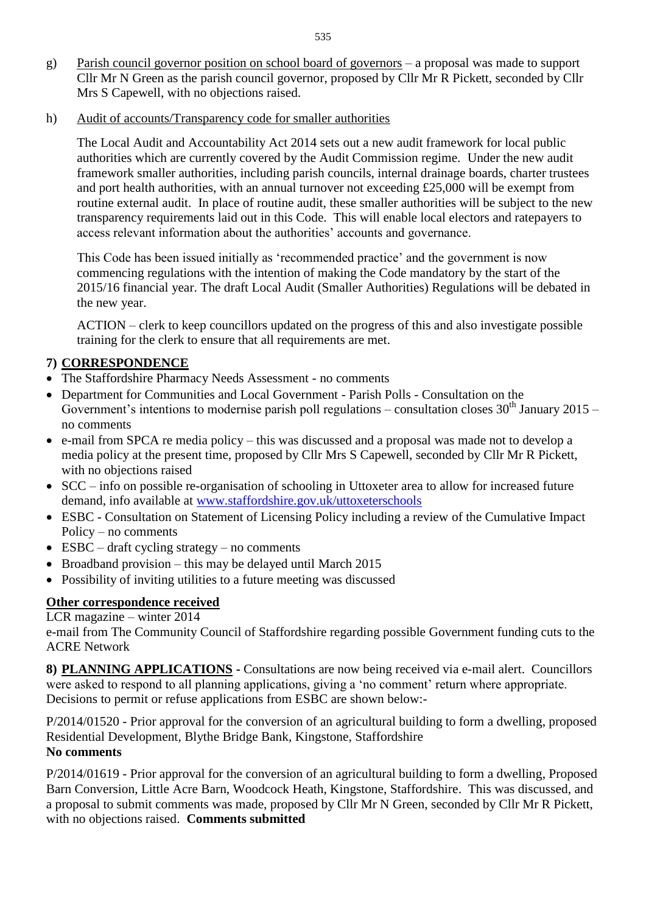g) Parish council governor position on school board of governors – a proposal was made to support Cllr Mr N Green as the parish council governor, proposed by Cllr Mr R Pickett, seconded by Cllr Mrs S Capewell, with no objections raised.

h) Audit of accounts/Transparency code for smaller authorities

The Local Audit and Accountability Act 2014 sets out a new audit framework for local public authorities which are currently covered by the Audit Commission regime. Under the new audit framework smaller authorities, including parish councils, internal drainage boards, charter trustees and port health authorities, with an annual turnover not exceeding £25,000 will be exempt from routine external audit. In place of routine audit, these smaller authorities will be subject to the new transparency requirements laid out in this Code. This will enable local electors and ratepayers to access relevant information about the authorities' accounts and governance.

This Code has been issued initially as 'recommended practice' and the government is now commencing regulations with the intention of making the Code mandatory by the start of the 2015/16 financial year. The draft Local Audit (Smaller Authorities) Regulations will be debated in the new year.

ACTION – clerk to keep councillors updated on the progress of this and also investigate possible training for the clerk to ensure that all requirements are met.

## 7) CORRESPONDENCE

- The Staffordshire Pharmacy Needs Assessment - no comments
- Department for Communities and Local Government - Parish Polls - Consultation on the Government's intentions to modernise parish poll regulations – consultation closes 30th January 2015 – no comments
- e-mail from SPCA re media policy – this was discussed and a proposal was made not to develop a media policy at the present time, proposed by Cllr Mrs S Capewell, seconded by Cllr Mr R Pickett, with no objections raised
- SCC – info on possible re-organisation of schooling in Uttoxeter area to allow for increased future demand, info available at www.staffordshire.gov.uk/uttoxeterschools
- ESBC - Consultation on Statement of Licensing Policy including a review of the Cumulative Impact Policy – no comments
- ESBC – draft cycling strategy – no comments
- Broadband provision – this may be delayed until March 2015
- Possibility of inviting utilities to a future meeting was discussed

### Other correspondence received

LCR magazine – winter 2014

e-mail from The Community Council of Staffordshire regarding possible Government funding cuts to the ACRE Network

**8) PLANNING APPLICATIONS** - Consultations are now being received via e-mail alert. Councillors were asked to respond to all planning applications, giving a 'no comment' return where appropriate. Decisions to permit or refuse applications from ESBC are shown below:-

P/2014/01520 - Prior approval for the conversion of an agricultural building to form a dwelling, proposed Residential Development, Blythe Bridge Bank, Kingstone, Staffordshire
**No comments**

P/2014/01619 - Prior approval for the conversion of an agricultural building to form a dwelling, Proposed Barn Conversion, Little Acre Barn, Woodcock Heath, Kingstone, Staffordshire. This was discussed, and a proposal to submit comments was made, proposed by Cllr Mr N Green, seconded by Cllr Mr R Pickett, with no objections raised. **Comments submitted**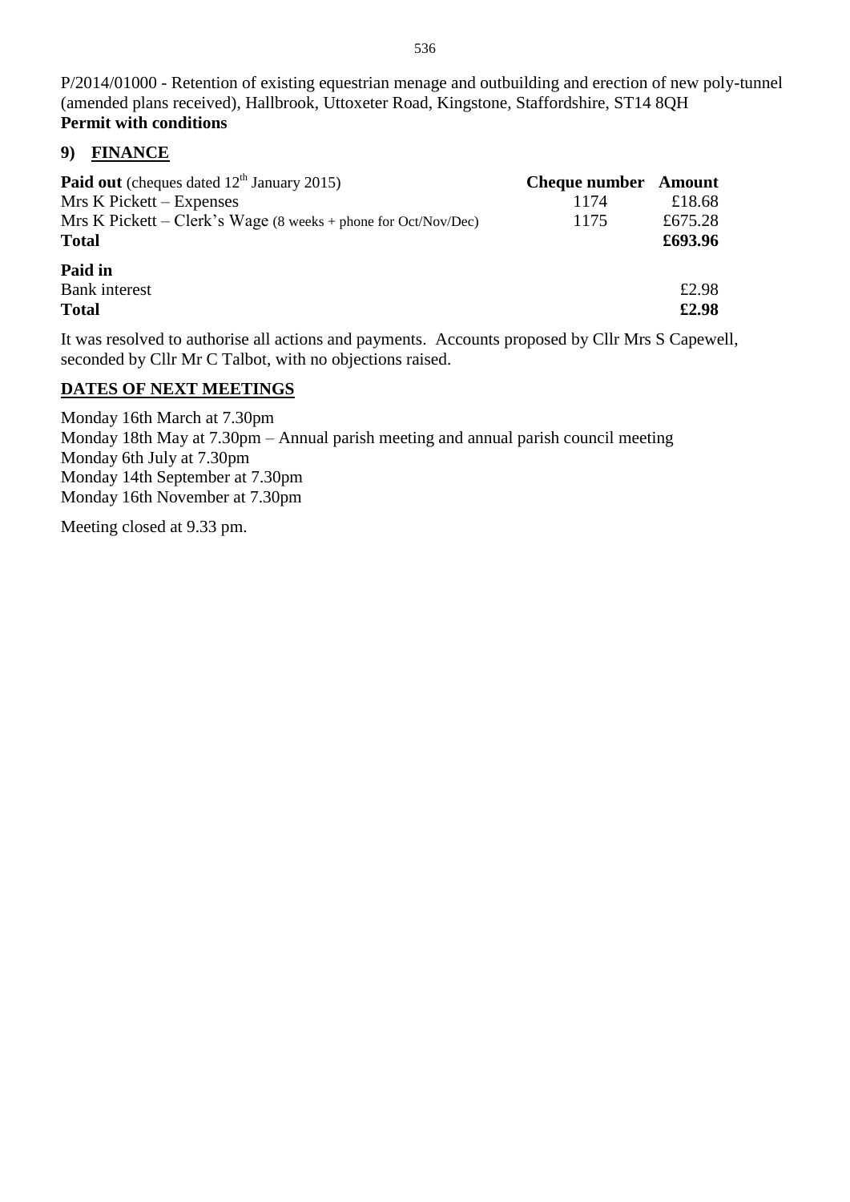P/2014/01000 - Retention of existing equestrian menage and outbuilding and erection of new poly-tunnel (amended plans received), Hallbrook, Uttoxeter Road, Kingstone, Staffordshire, ST14 8QH
**Permit with conditions**

## 9) FINANCE

| **Paid out** (cheques dated 12th January 2015) | **Cheque number** | **Amount** |
|---|---|---|
| Mrs K Pickett – Expenses | 1174 | £18.68 |
| Mrs K Pickett – Clerk's Wage (8 weeks + phone for Oct/Nov/Dec) | 1175 | £675.28 |
| **Total** | | **£693.96** |
| **Paid in** | | |
| Bank interest | | £2.98 |
| **Total** | | **£2.98** |

It was resolved to authorise all actions and payments. Accounts proposed by Cllr Mrs S Capewell, seconded by Cllr Mr C Talbot, with no objections raised.

## DATES OF NEXT MEETINGS

Monday 16th March at 7.30pm
Monday 18th May at 7.30pm – Annual parish meeting and annual parish council meeting
Monday 6th July at 7.30pm
Monday 14th September at 7.30pm
Monday 16th November at 7.30pm

Meeting closed at 9.33 pm.